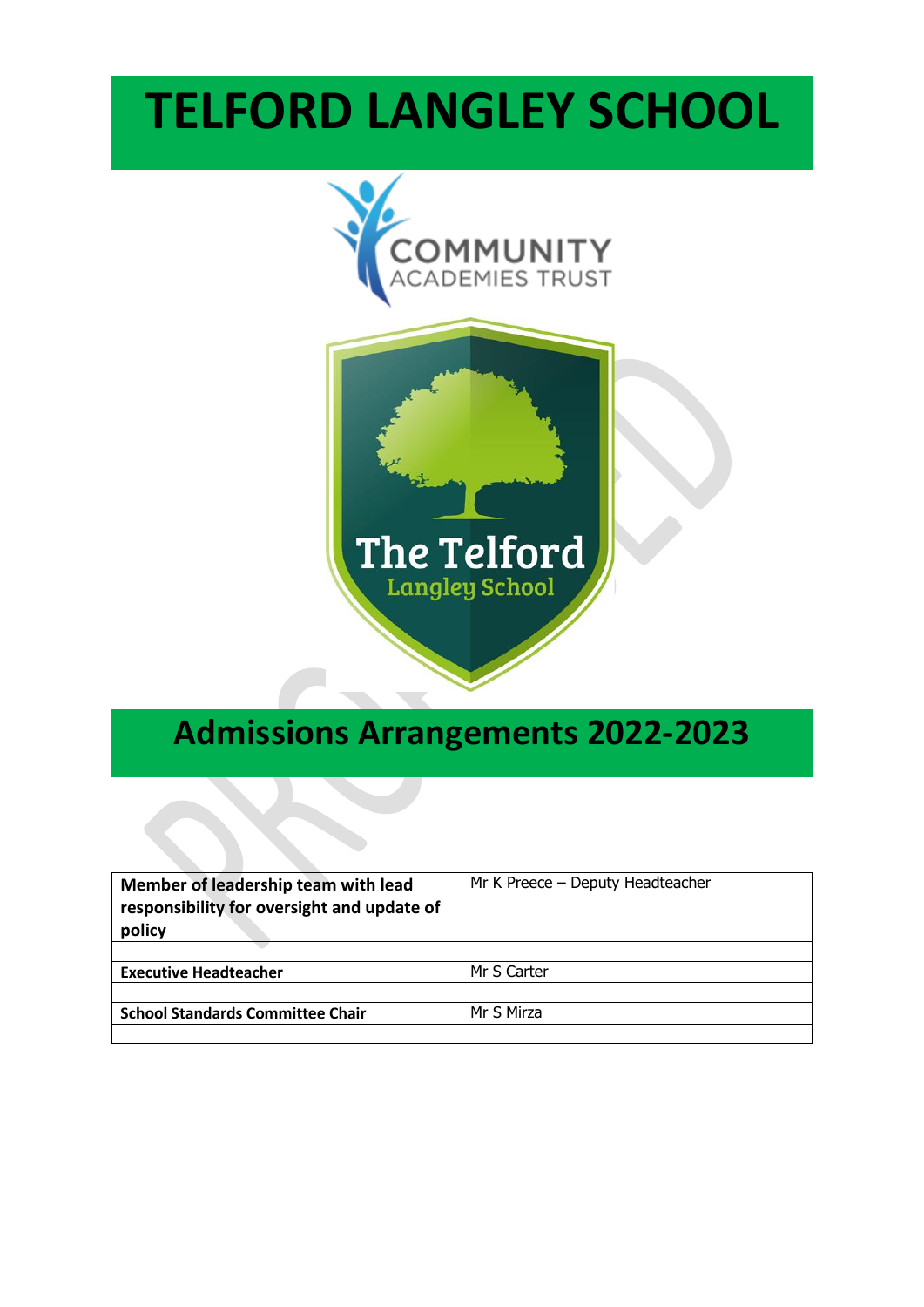# TELFORD LANGLEY SCHOOL

COMMUNITY ACADEMIES TRUST

The Telford Langley School

## Admissions Arrangements 2022-2023

| **Member of leadership team with lead responsibility for oversight and update of policy** | Mr K Preece – Deputy Headteacher |
|---|---|
| | |
| **Executive Headteacher** | Mr S Carter |
| | |
| **School Standards Committee Chair** | Mr S Mirza |
| | |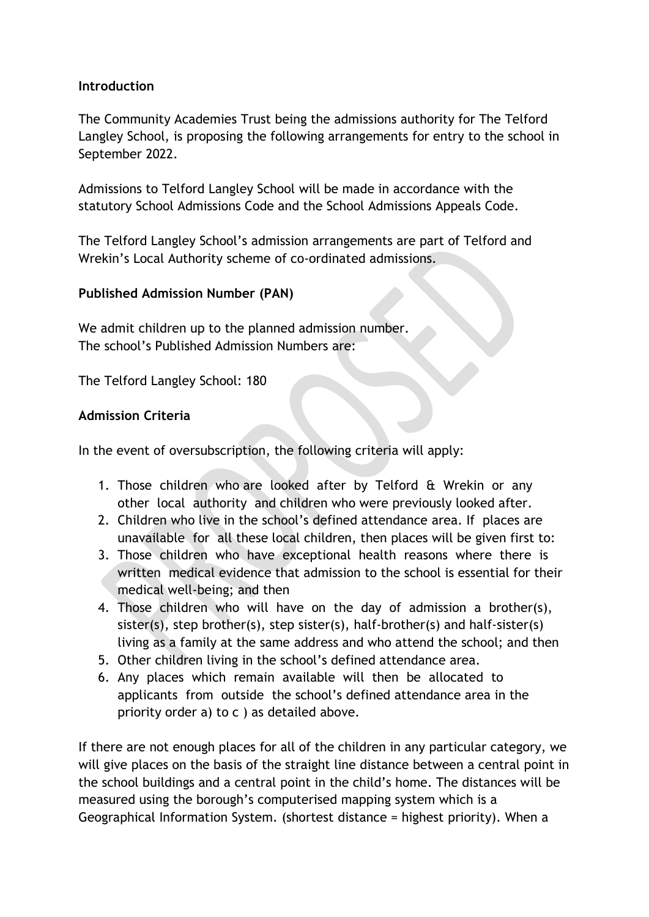**Introduction**

The Community Academies Trust being the admissions authority for The Telford Langley School, is proposing the following arrangements for entry to the school in September 2022.

Admissions to Telford Langley School will be made in accordance with the statutory School Admissions Code and the School Admissions Appeals Code.

The Telford Langley School's admission arrangements are part of Telford and Wrekin's Local Authority scheme of co-ordinated admissions.

**Published Admission Number (PAN)**

We admit children up to the planned admission number.
The school's Published Admission Numbers are:

The Telford Langley School: 180

**Admission Criteria**

In the event of oversubscription, the following criteria will apply:

1. Those children who are looked after by Telford & Wrekin or any other local authority and children who were previously looked after.
2. Children who live in the school's defined attendance area. If places are unavailable for all these local children, then places will be given first to:
3. Those children who have exceptional health reasons where there is written medical evidence that admission to the school is essential for their medical well-being; and then
4. Those children who will have on the day of admission a brother(s), sister(s), step brother(s), step sister(s), half-brother(s) and half-sister(s) living as a family at the same address and who attend the school; and then
5. Other children living in the school's defined attendance area.
6. Any places which remain available will then be allocated to applicants from outside the school's defined attendance area in the priority order a) to c ) as detailed above.

If there are not enough places for all of the children in any particular category, we will give places on the basis of the straight line distance between a central point in the school buildings and a central point in the child's home. The distances will be measured using the borough's computerised mapping system which is a Geographical Information System. (shortest distance = highest priority). When a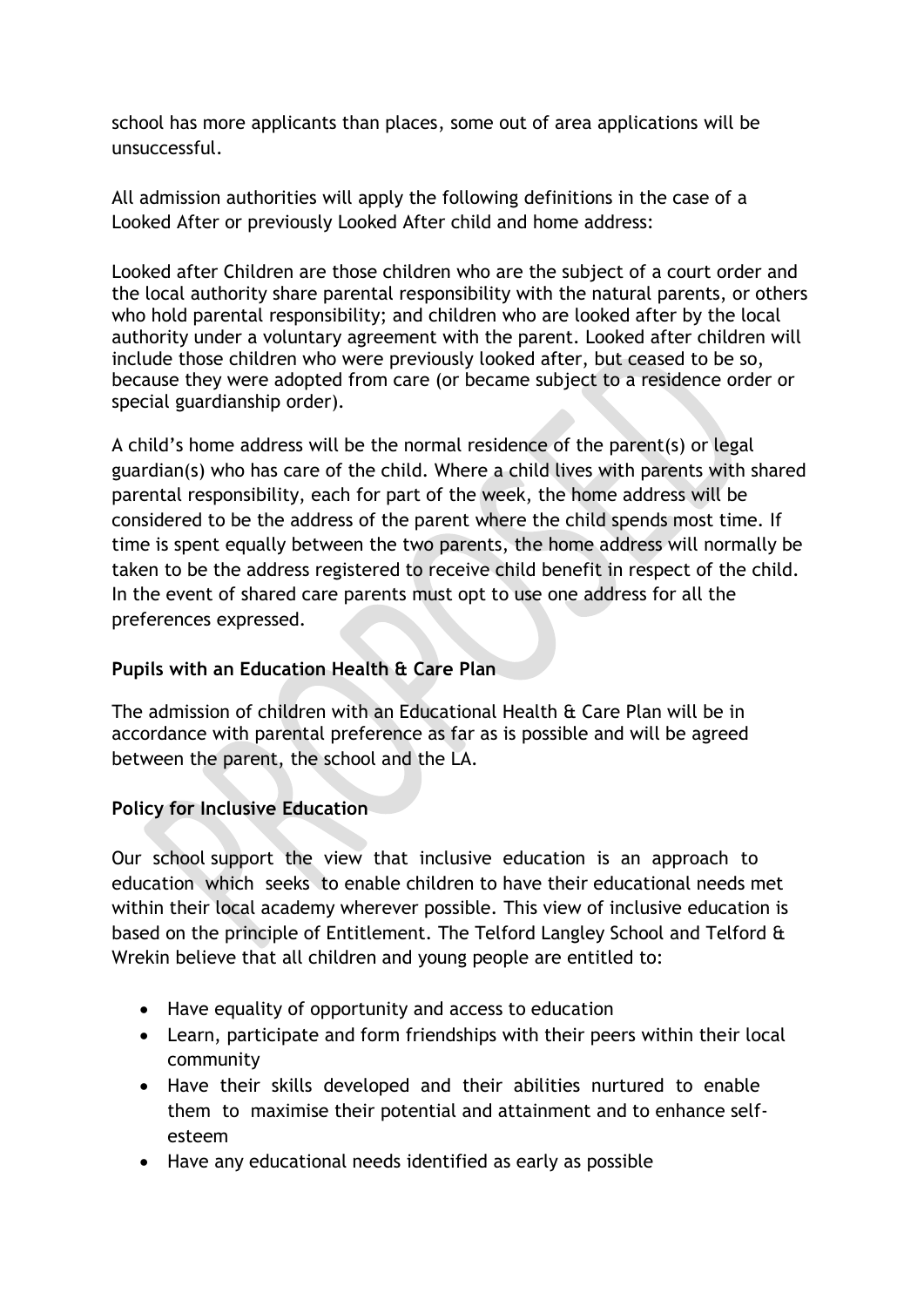school has more applicants than places, some out of area applications will be unsuccessful.

All admission authorities will apply the following definitions in the case of a Looked After or previously Looked After child and home address:

Looked after Children are those children who are the subject of a court order and the local authority share parental responsibility with the natural parents, or others who hold parental responsibility; and children who are looked after by the local authority under a voluntary agreement with the parent. Looked after children will include those children who were previously looked after, but ceased to be so, because they were adopted from care (or became subject to a residence order or special guardianship order).

A child's home address will be the normal residence of the parent(s) or legal guardian(s) who has care of the child. Where a child lives with parents with shared parental responsibility, each for part of the week, the home address will be considered to be the address of the parent where the child spends most time. If time is spent equally between the two parents, the home address will normally be taken to be the address registered to receive child benefit in respect of the child. In the event of shared care parents must opt to use one address for all the preferences expressed.

**Pupils with an Education Health & Care Plan**

The admission of children with an Educational Health & Care Plan will be in accordance with parental preference as far as is possible and will be agreed between the parent, the school and the LA.

**Policy for Inclusive Education**

Our school support the view that inclusive education is an approach to education which seeks to enable children to have their educational needs met within their local academy wherever possible. This view of inclusive education is based on the principle of Entitlement. The Telford Langley School and Telford & Wrekin believe that all children and young people are entitled to:

- Have equality of opportunity and access to education
- Learn, participate and form friendships with their peers within their local community
- Have their skills developed and their abilities nurtured to enable them to maximise their potential and attainment and to enhance self-esteem
- Have any educational needs identified as early as possible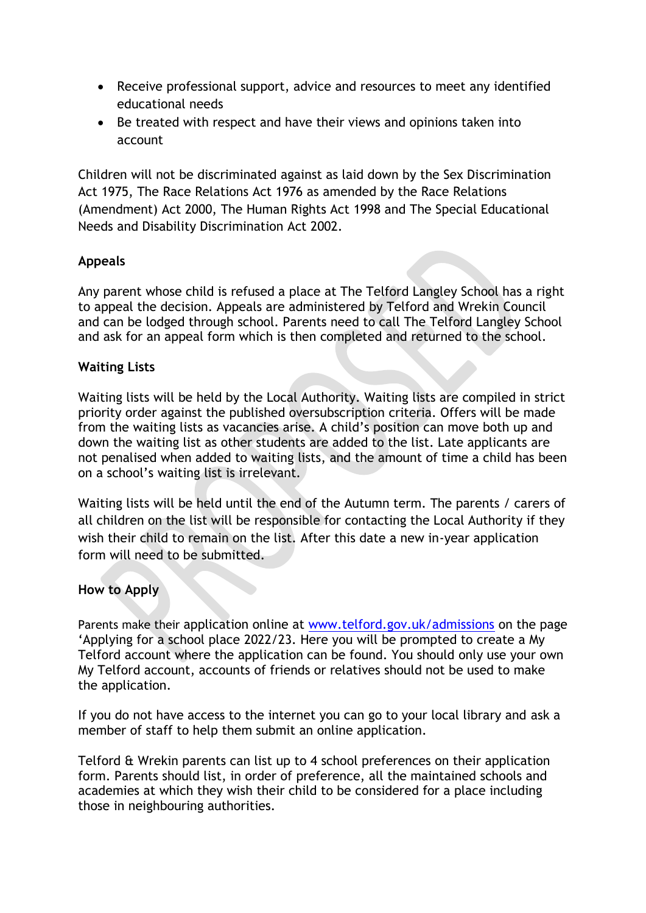- Receive professional support, advice and resources to meet any identified educational needs
- Be treated with respect and have their views and opinions taken into account

Children will not be discriminated against as laid down by the Sex Discrimination Act 1975, The Race Relations Act 1976 as amended by the Race Relations (Amendment) Act 2000, The Human Rights Act 1998 and The Special Educational Needs and Disability Discrimination Act 2002.

**Appeals**

Any parent whose child is refused a place at The Telford Langley School has a right to appeal the decision. Appeals are administered by Telford and Wrekin Council and can be lodged through school. Parents need to call The Telford Langley School and ask for an appeal form which is then completed and returned to the school.

**Waiting Lists**

Waiting lists will be held by the Local Authority. Waiting lists are compiled in strict priority order against the published oversubscription criteria. Offers will be made from the waiting lists as vacancies arise. A child's position can move both up and down the waiting list as other students are added to the list. Late applicants are not penalised when added to waiting lists, and the amount of time a child has been on a school's waiting list is irrelevant.

Waiting lists will be held until the end of the Autumn term. The parents / carers of all children on the list will be responsible for contacting the Local Authority if they wish their child to remain on the list. After this date a new in-year application form will need to be submitted.

**How to Apply**

Parents make their application online at www.telford.gov.uk/admissions on the page 'Applying for a school place 2022/23. Here you will be prompted to create a My Telford account where the application can be found. You should only use your own My Telford account, accounts of friends or relatives should not be used to make the application.

If you do not have access to the internet you can go to your local library and ask a member of staff to help them submit an online application.

Telford & Wrekin parents can list up to 4 school preferences on their application form. Parents should list, in order of preference, all the maintained schools and academies at which they wish their child to be considered for a place including those in neighbouring authorities.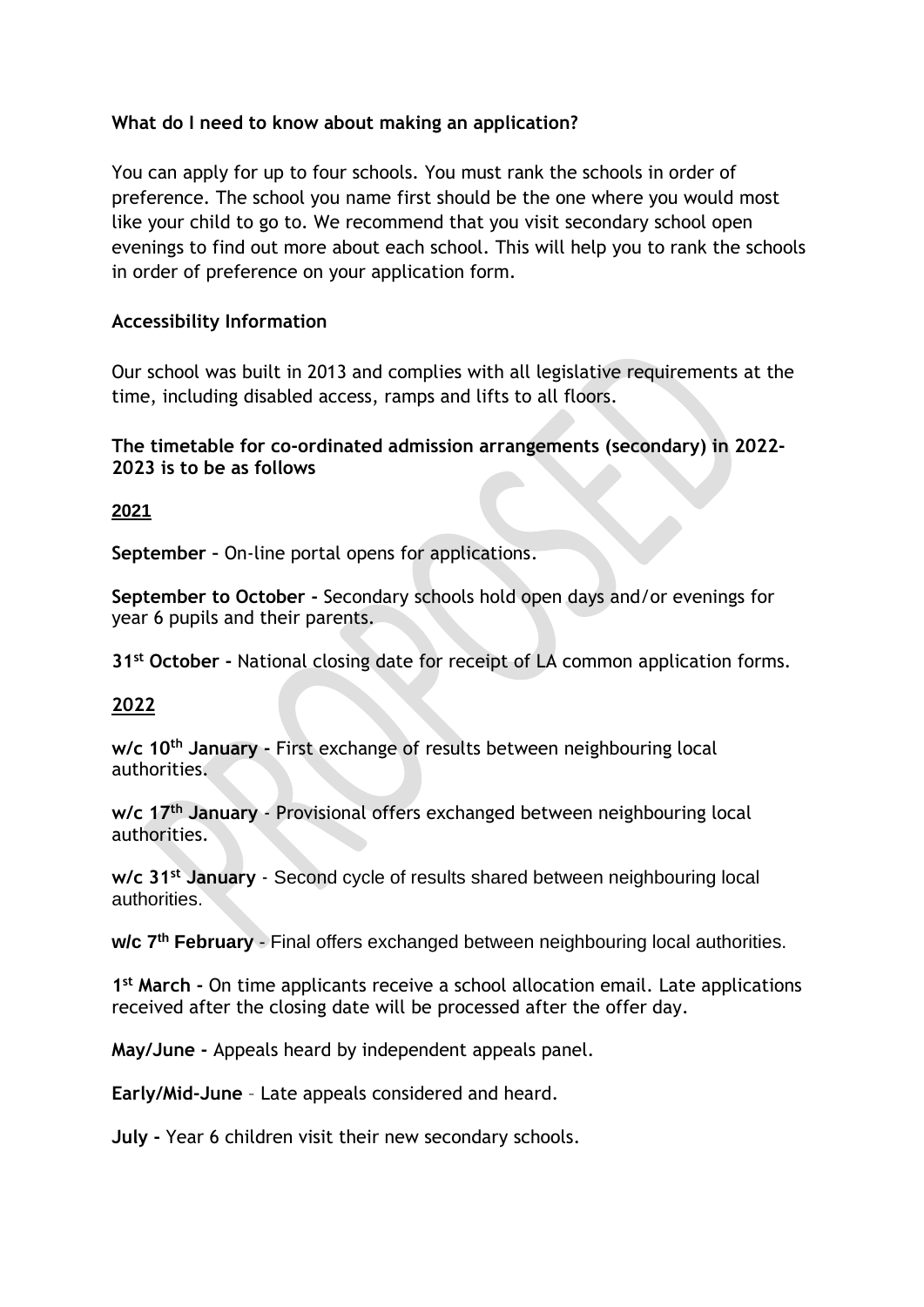**What do I need to know about making an application?**

You can apply for up to four schools. You must rank the schools in order of preference. The school you name first should be the one where you would most like your child to go to. We recommend that you visit secondary school open evenings to find out more about each school. This will help you to rank the schools in order of preference on your application form.

**Accessibility Information**

Our school was built in 2013 and complies with all legislative requirements at the time, including disabled access, ramps and lifts to all floors.

**The timetable for co-ordinated admission arrangements (secondary) in 2022-2023 is to be as follows**

**2021**

**September –** On-line portal opens for applications.

**September to October -** Secondary schools hold open days and/or evenings for year 6 pupils and their parents.

**31st October -** National closing date for receipt of LA common application forms.

**2022**

**w/c 10th January -** First exchange of results between neighbouring local authorities.

**w/c 17th January** - Provisional offers exchanged between neighbouring local authorities.

**w/c 31st January** - Second cycle of results shared between neighbouring local authorities.

**w/c 7th February** - Final offers exchanged between neighbouring local authorities.

**1st March -** On time applicants receive a school allocation email. Late applications received after the closing date will be processed after the offer day.

**May/June -** Appeals heard by independent appeals panel.

**Early/Mid-June** – Late appeals considered and heard.

**July -** Year 6 children visit their new secondary schools.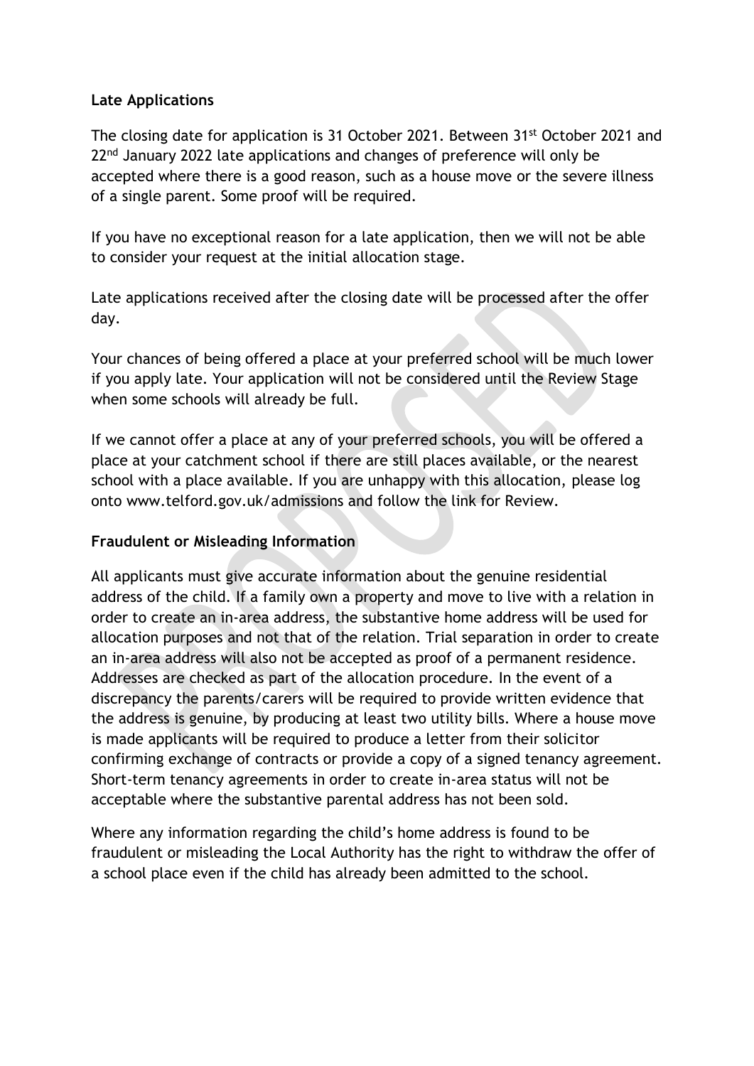**Late Applications**

The closing date for application is 31 October 2021. Between 31st October 2021 and 22nd January 2022 late applications and changes of preference will only be accepted where there is a good reason, such as a house move or the severe illness of a single parent. Some proof will be required.

If you have no exceptional reason for a late application, then we will not be able to consider your request at the initial allocation stage.

Late applications received after the closing date will be processed after the offer day.

Your chances of being offered a place at your preferred school will be much lower if you apply late. Your application will not be considered until the Review Stage when some schools will already be full.

If we cannot offer a place at any of your preferred schools, you will be offered a place at your catchment school if there are still places available, or the nearest school with a place available. If you are unhappy with this allocation, please log onto www.telford.gov.uk/admissions and follow the link for Review.

**Fraudulent or Misleading Information**

All applicants must give accurate information about the genuine residential address of the child. If a family own a property and move to live with a relation in order to create an in-area address, the substantive home address will be used for allocation purposes and not that of the relation. Trial separation in order to create an in-area address will also not be accepted as proof of a permanent residence. Addresses are checked as part of the allocation procedure. In the event of a discrepancy the parents/carers will be required to provide written evidence that the address is genuine, by producing at least two utility bills. Where a house move is made applicants will be required to produce a letter from their solicitor confirming exchange of contracts or provide a copy of a signed tenancy agreement. Short-term tenancy agreements in order to create in-area status will not be acceptable where the substantive parental address has not been sold.

Where any information regarding the child's home address is found to be fraudulent or misleading the Local Authority has the right to withdraw the offer of a school place even if the child has already been admitted to the school.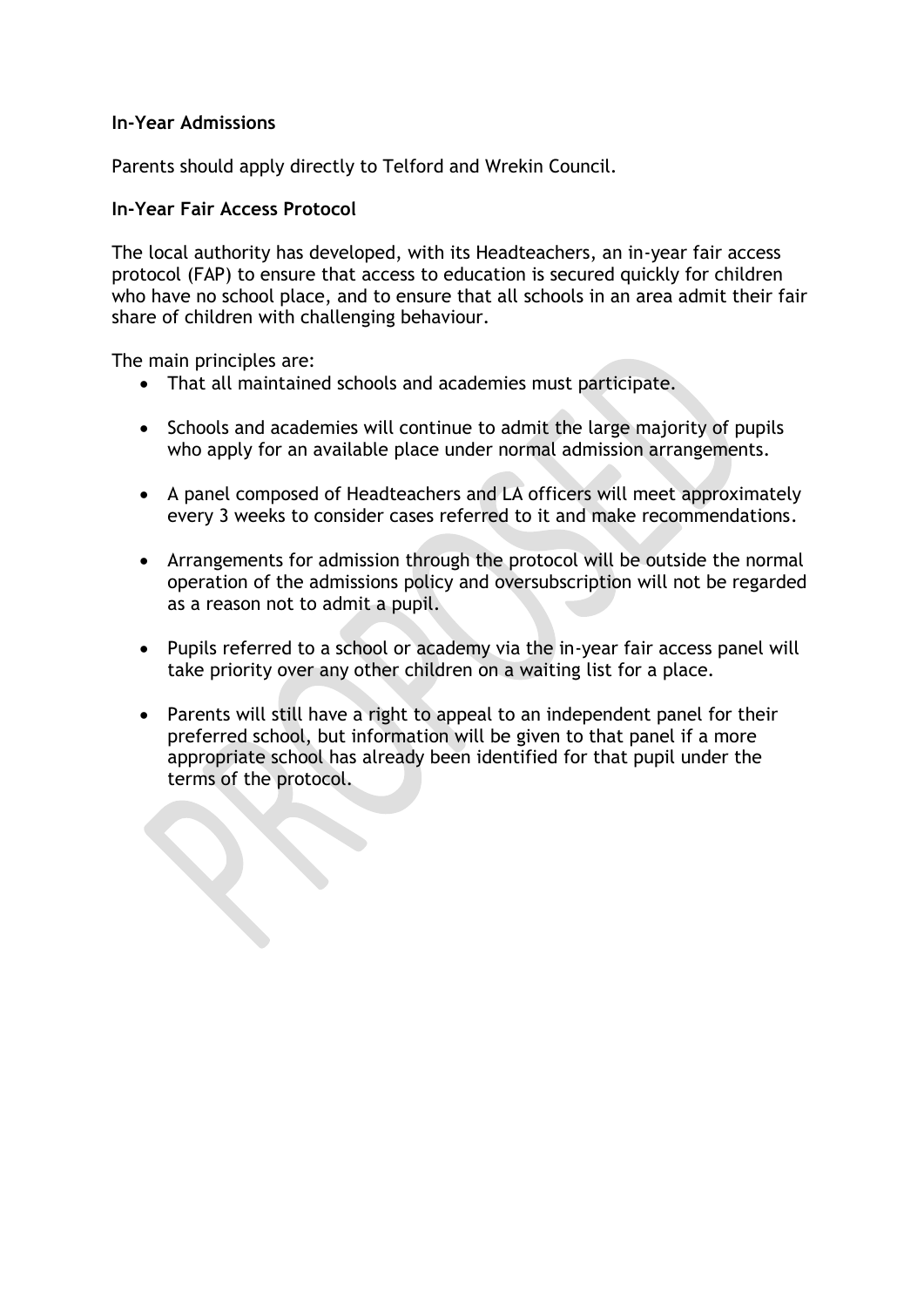**In-Year Admissions**

Parents should apply directly to Telford and Wrekin Council.

**In-Year Fair Access Protocol**

The local authority has developed, with its Headteachers, an in-year fair access protocol (FAP) to ensure that access to education is secured quickly for children who have no school place, and to ensure that all schools in an area admit their fair share of children with challenging behaviour.

The main principles are:

- That all maintained schools and academies must participate.
- Schools and academies will continue to admit the large majority of pupils who apply for an available place under normal admission arrangements.
- A panel composed of Headteachers and LA officers will meet approximately every 3 weeks to consider cases referred to it and make recommendations.
- Arrangements for admission through the protocol will be outside the normal operation of the admissions policy and oversubscription will not be regarded as a reason not to admit a pupil.
- Pupils referred to a school or academy via the in-year fair access panel will take priority over any other children on a waiting list for a place.
- Parents will still have a right to appeal to an independent panel for their preferred school, but information will be given to that panel if a more appropriate school has already been identified for that pupil under the terms of the protocol.